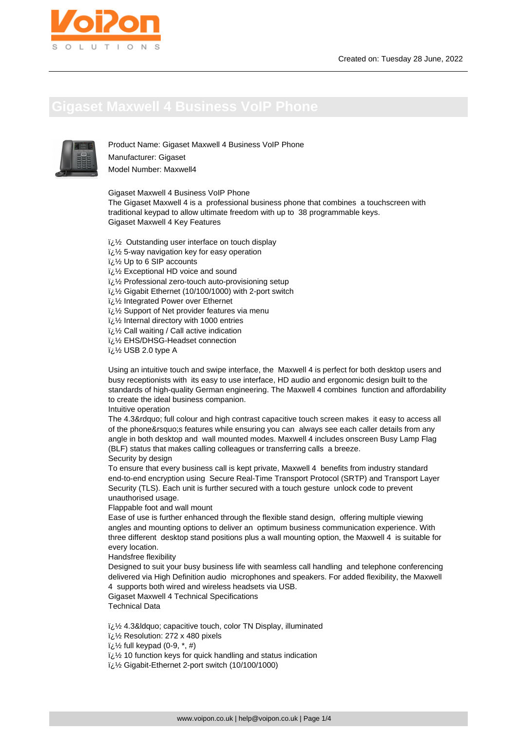Created on: Tuesday 28 June, 2022

# Gigaset Maxwell 4 Business VoIP Phone

Product Name: Gigaset Maxwell 4 Business VoIP Phone

Manufacturer: Gigaset

Model Number: Maxwell4

Gigaset Maxwell 4 Business VoIP Phone
The Gigaset Maxwell 4 is a professional business phone that combines a touchscreen with traditional keypad to allow ultimate freedom with up to 38 programmable keys.
Gigaset Maxwell 4 Key Features

ï¿½ Outstanding user interface on touch display
ï¿½ 5-way navigation key for easy operation
ï¿½ Up to 6 SIP accounts
ï¿½ Exceptional HD voice and sound
ï¿½ Professional zero-touch auto-provisioning setup
ï¿½ Gigabit Ethernet (10/100/1000) with 2-port switch
ï¿½ Integrated Power over Ethernet
ï¿½ Support of Net provider features via menu
ï¿½ Internal directory with 1000 entries
ï¿½ Call waiting / Call active indication
ï¿½ EHS/DHSG-Headset connection
ï¿½ USB 2.0 type A

Using an intuitive touch and swipe interface, the Maxwell 4 is perfect for both desktop users and busy receptionists with its easy to use interface, HD audio and ergonomic design built to the standards of high-quality German engineering. The Maxwell 4 combines function and affordability to create the ideal business companion.
Intuitive operation
The 4.3&rdquo; full colour and high contrast capacitive touch screen makes it easy to access all of the phone&rsquo;s features while ensuring you can always see each caller details from any angle in both desktop and wall mounted modes. Maxwell 4 includes onscreen Busy Lamp Flag (BLF) status that makes calling colleagues or transferring calls a breeze.
Security by design
To ensure that every business call is kept private, Maxwell 4 benefits from industry standard end-to-end encryption using Secure Real-Time Transport Protocol (SRTP) and Transport Layer Security (TLS). Each unit is further secured with a touch gesture unlock code to prevent unauthorised usage.
Flappable foot and wall mount
Ease of use is further enhanced through the flexible stand design, offering multiple viewing angles and mounting options to deliver an optimum business communication experience. With three different desktop stand positions plus a wall mounting option, the Maxwell 4 is suitable for every location.
Handsfree flexibility
Designed to suit your busy business life with seamless call handling and telephone conferencing delivered via High Definition audio microphones and speakers. For added flexibility, the Maxwell 4 supports both wired and wireless headsets via USB.
Gigaset Maxwell 4 Technical Specifications
Technical Data

ï¿½ 4.3&ldquo; capacitive touch, color TN Display, illuminated
ï¿½ Resolution: 272 x 480 pixels
ï¿½ full keypad (0-9, *, #)
ï¿½ 10 function keys for quick handling and status indication
ï¿½ Gigabit-Ethernet 2-port switch (10/100/1000)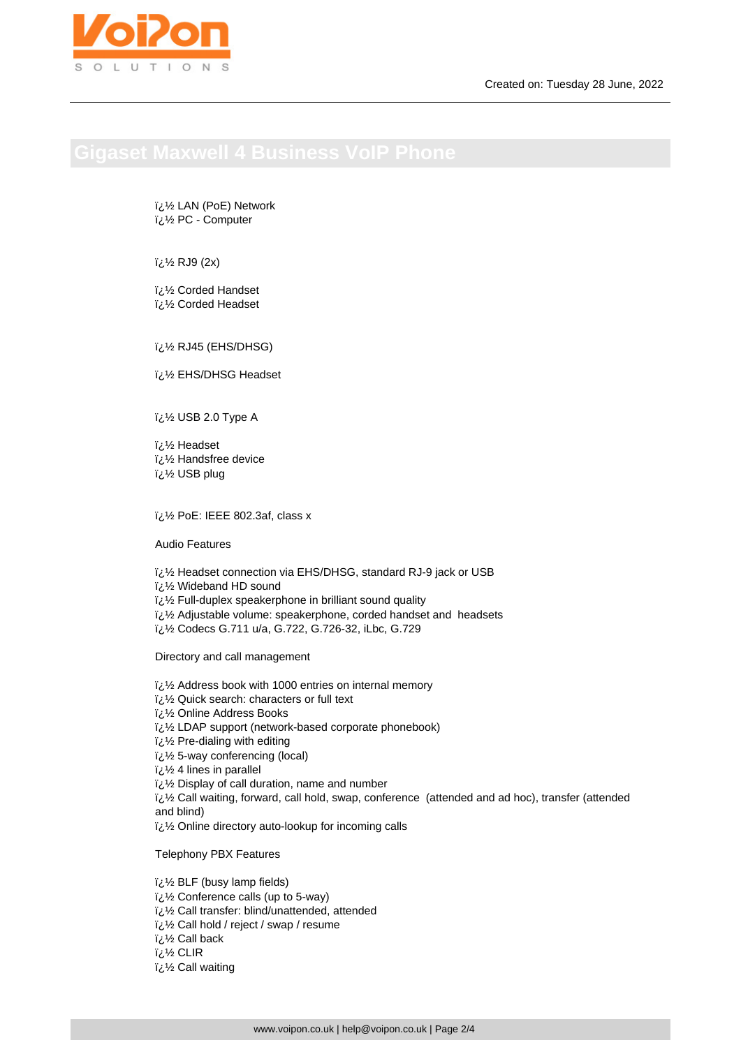# Gigaset Maxwell 4 Business VoIP Phone

ï¿½ LAN (PoE) Network
ï¿½ PC - Computer

ï¿½ RJ9 (2x)

ï¿½ Corded Handset
ï¿½ Corded Headset

ï¿½ RJ45 (EHS/DHSG)

ï¿½ EHS/DHSG Headset

ï¿½ USB 2.0 Type A

ï¿½ Headset
ï¿½ Handsfree device
ï¿½ USB plug

ï¿½ PoE: IEEE 802.3af, class x

Audio Features

ï¿½ Headset connection via EHS/DHSG, standard RJ-9 jack or USB
ï¿½ Wideband HD sound
ï¿½ Full-duplex speakerphone in brilliant sound quality
ï¿½ Adjustable volume: speakerphone, corded handset and headsets
ï¿½ Codecs G.711 u/a, G.722, G.726-32, iLbc, G.729

Directory and call management

ï¿½ Address book with 1000 entries on internal memory
ï¿½ Quick search: characters or full text
ï¿½ Online Address Books
ï¿½ LDAP support (network-based corporate phonebook)
ï¿½ Pre-dialing with editing
ï¿½ 5-way conferencing (local)
ï¿½ 4 lines in parallel
ï¿½ Display of call duration, name and number
ï¿½ Call waiting, forward, call hold, swap, conference (attended and ad hoc), transfer (attended and blind)
ï¿½ Online directory auto-lookup for incoming calls

Telephony PBX Features

ï¿½ BLF (busy lamp fields)
ï¿½ Conference calls (up to 5-way)
ï¿½ Call transfer: blind/unattended, attended
ï¿½ Call hold / reject / swap / resume
ï¿½ Call back
ï¿½ CLIR
ï¿½ Call waiting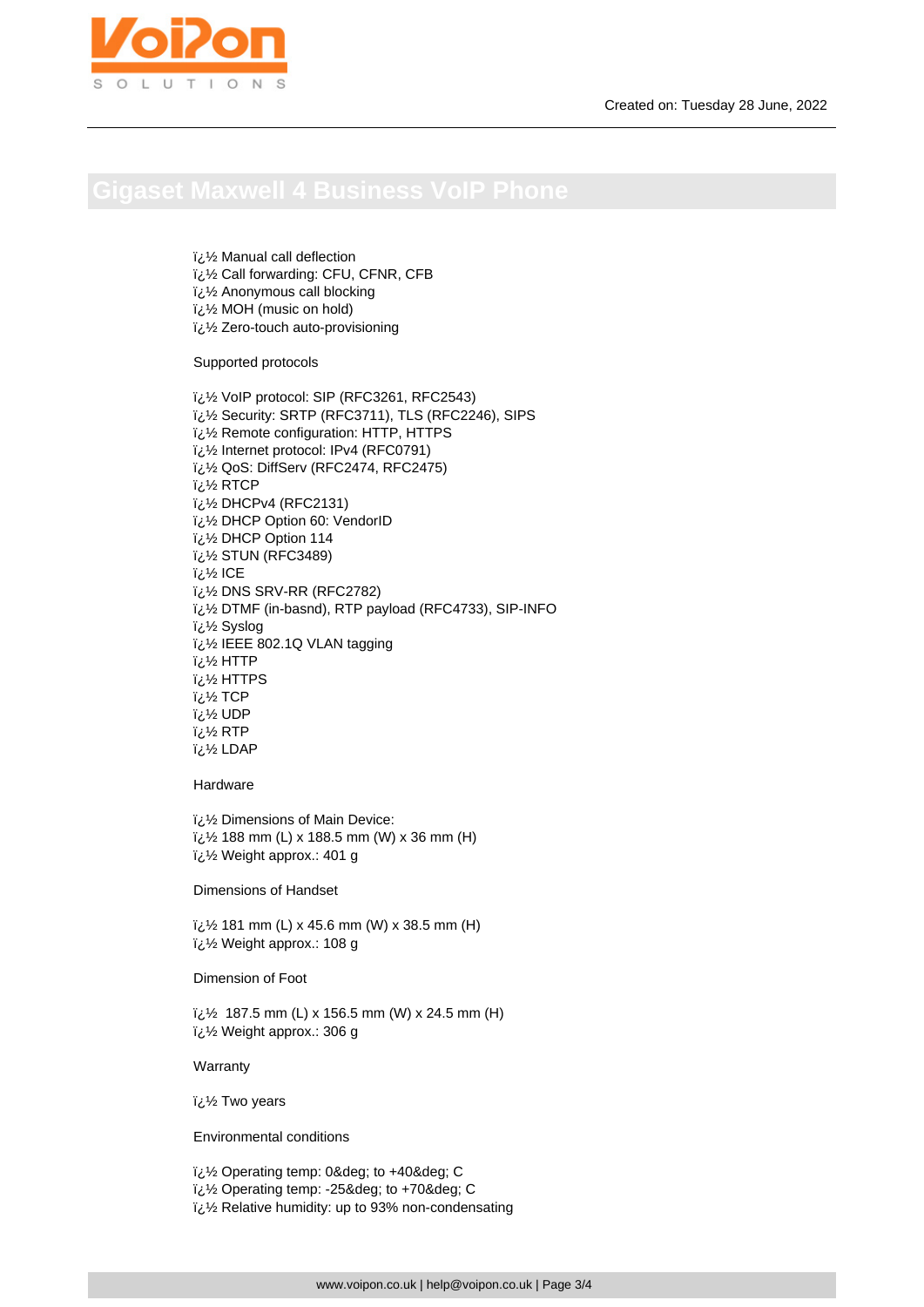# Gigaset Maxwell 4 Business VoIP Phone

ï¿½ Manual call deflection
ï¿½ Call forwarding: CFU, CFNR, CFB
ï¿½ Anonymous call blocking
ï¿½ MOH (music on hold)
ï¿½ Zero-touch auto-provisioning

Supported protocols

ï¿½ VoIP protocol: SIP (RFC3261, RFC2543)
ï¿½ Security: SRTP (RFC3711), TLS (RFC2246), SIPS
ï¿½ Remote configuration: HTTP, HTTPS
ï¿½ Internet protocol: IPv4 (RFC0791)
ï¿½ QoS: DiffServ (RFC2474, RFC2475)
ï¿½ RTCP
ï¿½ DHCPv4 (RFC2131)
ï¿½ DHCP Option 60: VendorID
ï¿½ DHCP Option 114
ï¿½ STUN (RFC3489)
ï¿½ ICE
ï¿½ DNS SRV-RR (RFC2782)
ï¿½ DTMF (in-basnd), RTP payload (RFC4733), SIP-INFO
ï¿½ Syslog
ï¿½ IEEE 802.1Q VLAN tagging
ï¿½ HTTP
ï¿½ HTTPS
ï¿½ TCP
ï¿½ UDP
ï¿½ RTP
ï¿½ LDAP

Hardware

ï¿½ Dimensions of Main Device:
ï¿½ 188 mm (L) x 188.5 mm (W) x 36 mm (H)
ï¿½ Weight approx.: 401 g

Dimensions of Handset

ï¿½ 181 mm (L) x 45.6 mm (W) x 38.5 mm (H)
ï¿½ Weight approx.: 108 g

Dimension of Foot

ï¿½ 187.5 mm (L) x 156.5 mm (W) x 24.5 mm (H)
ï¿½ Weight approx.: 306 g

Warranty

ï¿½ Two years

Environmental conditions

ï¿½ Operating temp: 0&deg; to +40&deg; C
ï¿½ Operating temp: -25&deg; to +70&deg; C
ï¿½ Relative humidity: up to 93% non-condensating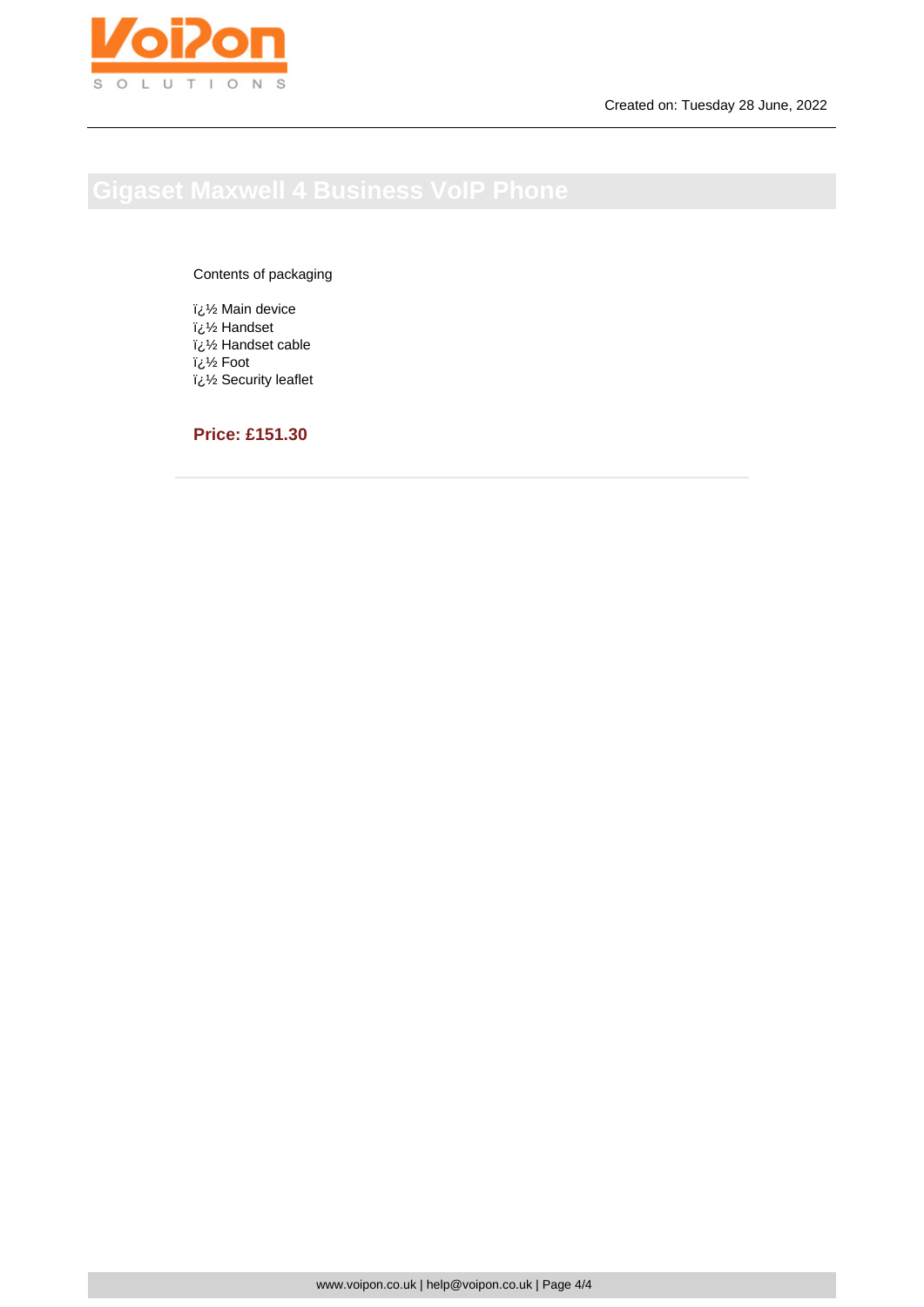# Gigaset Maxwell 4 Business VoIP Phone

Contents of packaging

ï¿½ Main device
ï¿½ Handset
ï¿½ Handset cable
ï¿½ Foot
ï¿½ Security leaflet

**Price: £151.30**